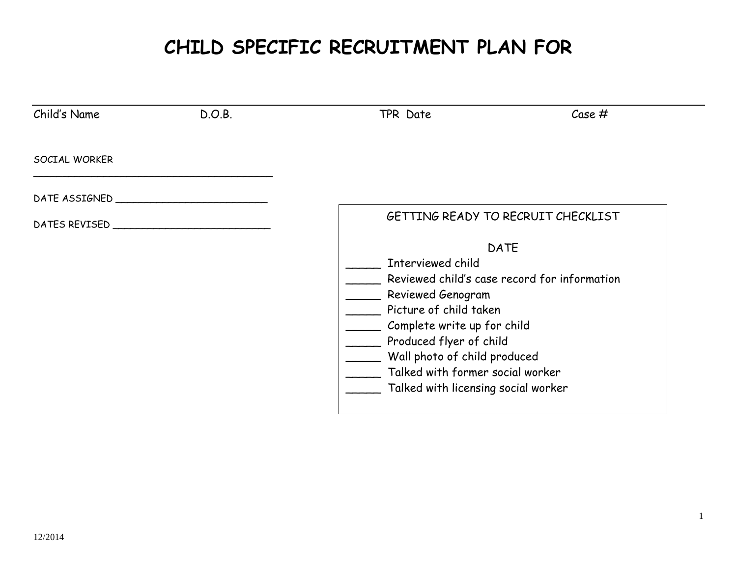# CHILD SPECIFIC RECRUITMENT PLAN FOR

| Child's Name | D.O.B. | TPR Date | Case # |
|---|---|---|---|

SOCIAL WORKER __________________________________________

DATE ASSIGNED __________________________

DATES REVISED ____________________________

GETTING READY TO RECRUIT CHECKLIST

DATE

_____ Interviewed child
_____ Reviewed child's case record for information
_____ Reviewed Genogram
_____ Picture of child taken
_____ Complete write up for child
_____ Produced flyer of child
_____ Wall photo of child produced
_____ Talked with former social worker
_____ Talked with licensing social worker

12/2014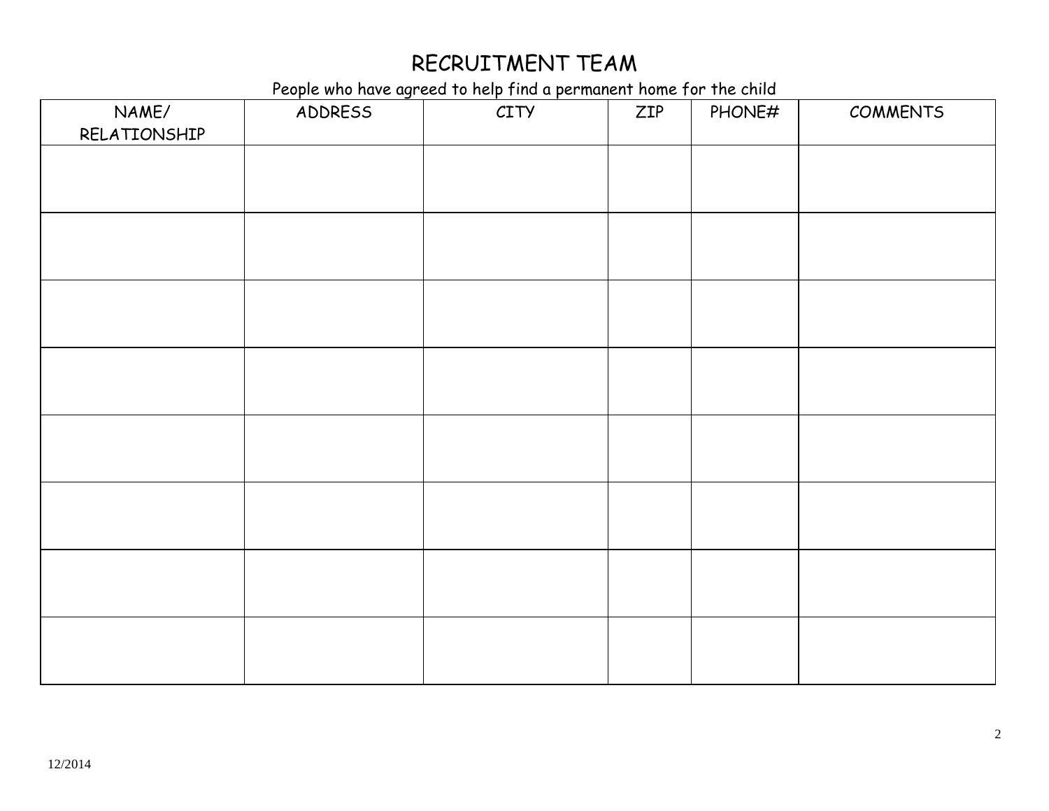# RECRUITMENT TEAM

People who have agreed to help find a permanent home for the child

| NAME/ RELATIONSHIP | ADDRESS | CITY | ZIP | PHONE# | COMMENTS |
|---|---|---|---|---|---|
| | | | | | |
| | | | | | |
| | | | | | |
| | | | | | |
| | | | | | |
| | | | | | |
| | | | | | |
| | | | | | |

12/2014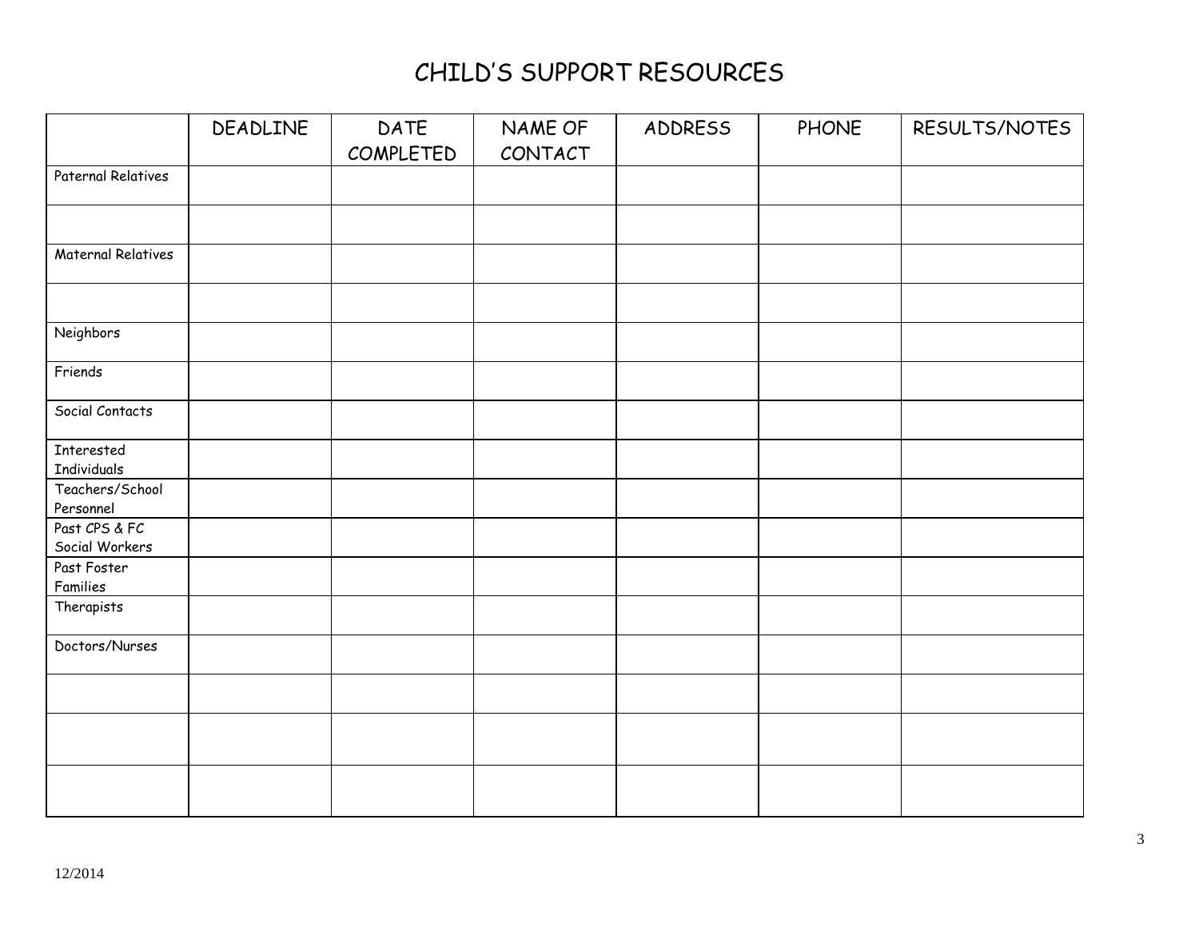# CHILD'S SUPPORT RESOURCES

| | DEADLINE | DATE COMPLETED | NAME OF CONTACT | ADDRESS | PHONE | RESULTS/NOTES |
|---|---|---|---|---|---|---|
| Paternal Relatives | | | | | | |
| | | | | | | |
| Maternal Relatives | | | | | | |
| | | | | | | |
| Neighbors | | | | | | |
| Friends | | | | | | |
| Social Contacts | | | | | | |
| Interested Individuals | | | | | | |
| Teachers/School Personnel | | | | | | |
| Past CPS & FC Social Workers | | | | | | |
| Past Foster Families | | | | | | |
| Therapists | | | | | | |
| Doctors/Nurses | | | | | | |
| | | | | | | |
| | | | | | | |
| | | | | | | |

12/2014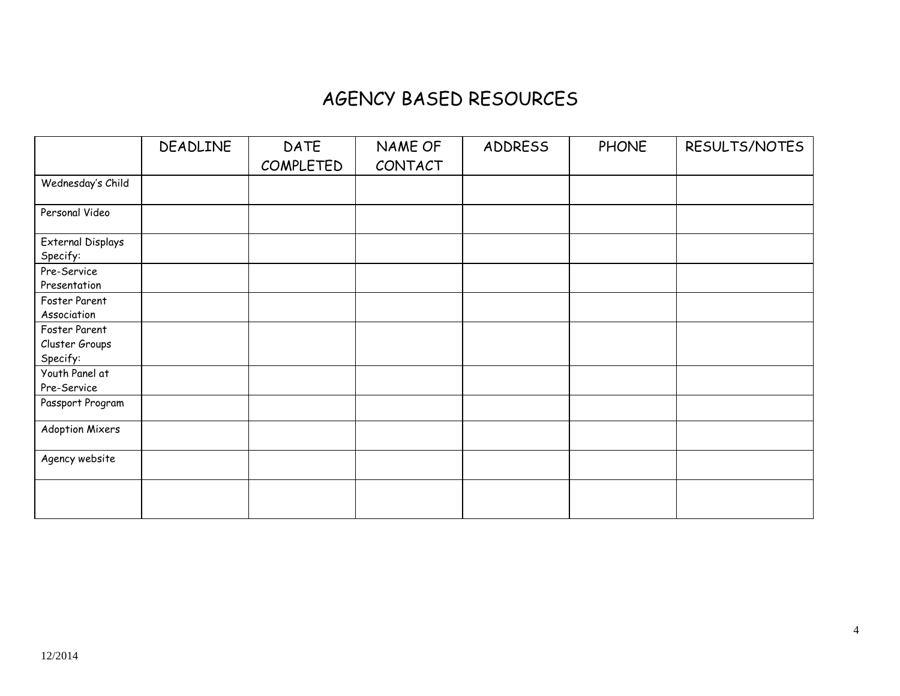# AGENCY BASED RESOURCES

| | DEADLINE | DATE COMPLETED | NAME OF CONTACT | ADDRESS | PHONE | RESULTS/NOTES |
|---|---|---|---|---|---|---|
| Wednesday's Child | | | | | | |
| Personal Video | | | | | | |
| External Displays Specify: | | | | | | |
| Pre-Service Presentation | | | | | | |
| Foster Parent Association | | | | | | |
| Foster Parent Cluster Groups Specify: | | | | | | |
| Youth Panel at Pre-Service | | | | | | |
| Passport Program | | | | | | |
| Adoption Mixers | | | | | | |
| Agency website | | | | | | |
| | | | | | | |

12/2014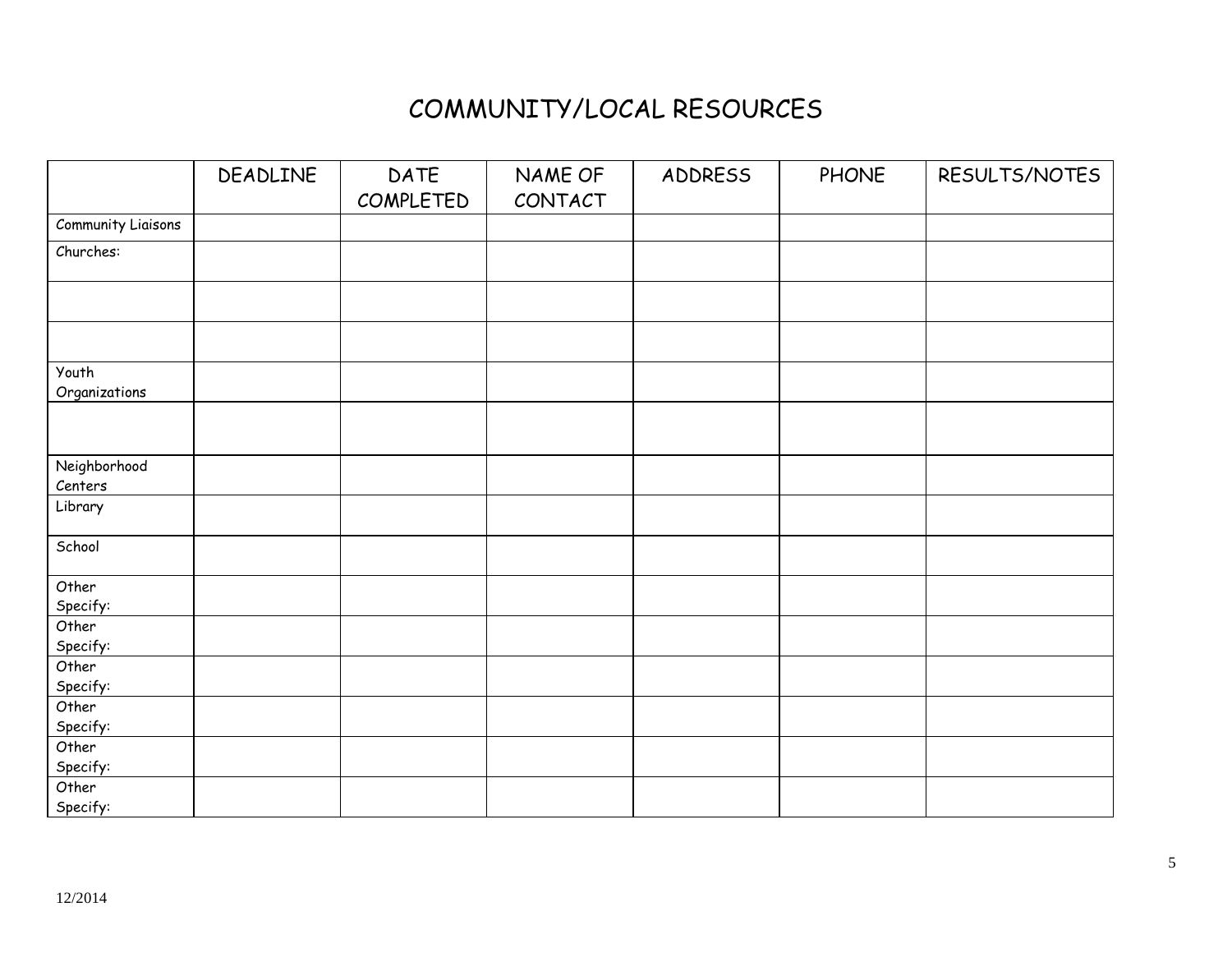# COMMUNITY/LOCAL RESOURCES

| | DEADLINE | DATE COMPLETED | NAME OF CONTACT | ADDRESS | PHONE | RESULTS/NOTES |
|---|---|---|---|---|---|---|
| Community Liaisons | | | | | | |
| Churches: | | | | | | |
| | | | | | | |
| | | | | | | |
| Youth Organizations | | | | | | |
| | | | | | | |
| Neighborhood Centers | | | | | | |
| Library | | | | | | |
| School | | | | | | |
| Other Specify: | | | | | | |
| Other Specify: | | | | | | |
| Other Specify: | | | | | | |
| Other Specify: | | | | | | |
| Other Specify: | | | | | | |
| Other Specify: | | | | | | |

12/2014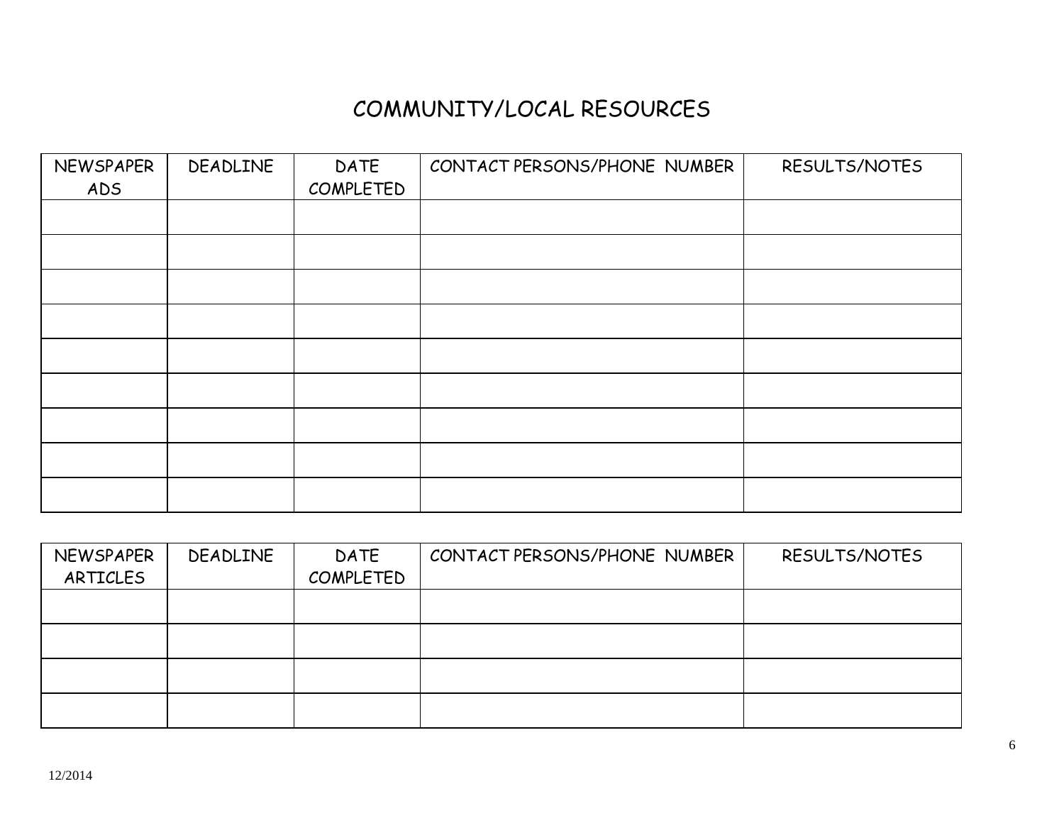# COMMUNITY/LOCAL RESOURCES

| NEWSPAPER ADS | DEADLINE | DATE COMPLETED | CONTACT PERSONS/PHONE NUMBER | RESULTS/NOTES |
|---|---|---|---|---|
| | | | | |
| | | | | |
| | | | | |
| | | | | |
| | | | | |
| | | | | |
| | | | | |
| | | | | |
| | | | | |

| NEWSPAPER ARTICLES | DEADLINE | DATE COMPLETED | CONTACT PERSONS/PHONE NUMBER | RESULTS/NOTES |
|---|---|---|---|---|
| | | | | |
| | | | | |
| | | | | |
| | | | | |

12/2014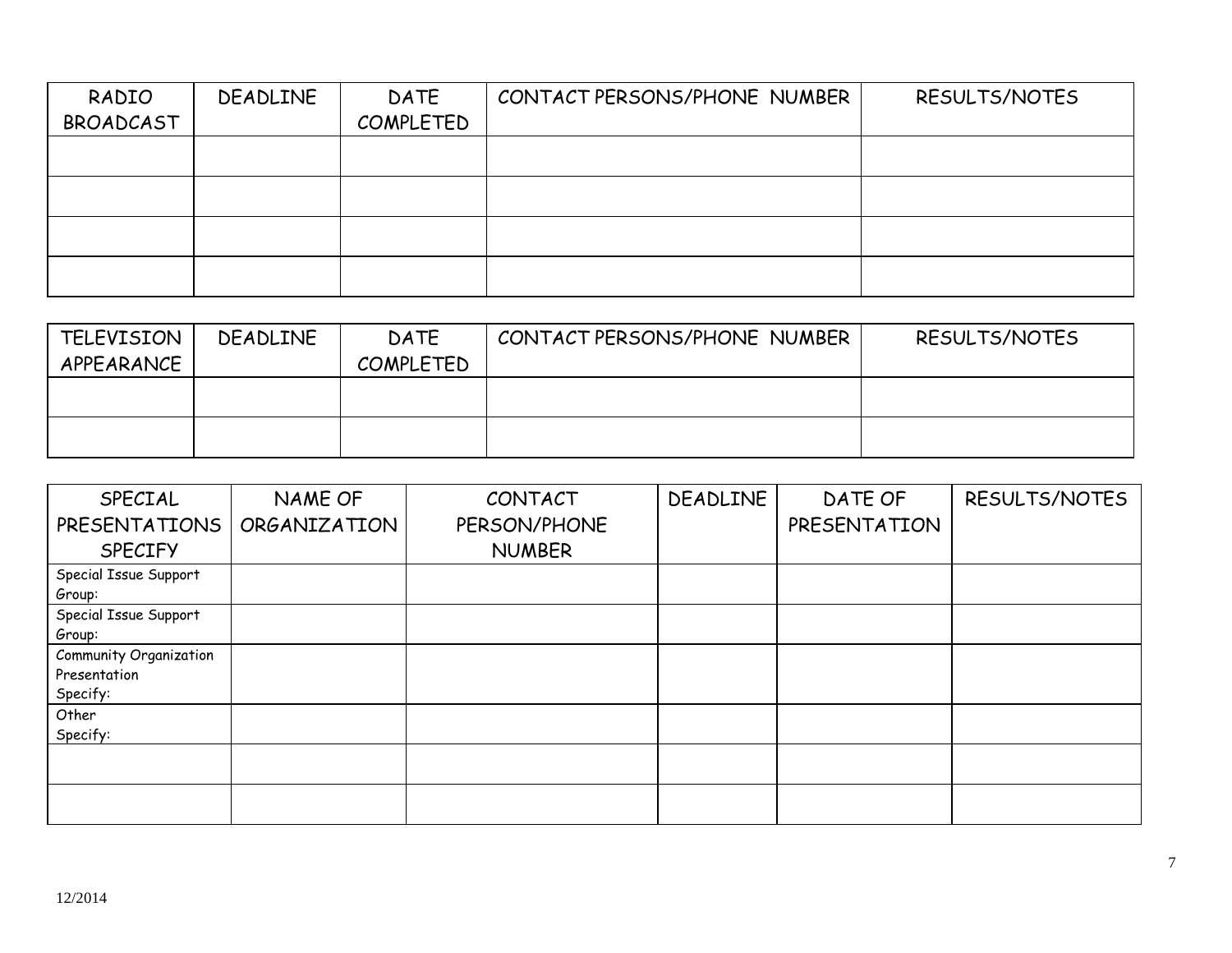| RADIO BROADCAST | DEADLINE | DATE COMPLETED | CONTACT PERSONS/PHONE NUMBER | RESULTS/NOTES |
|---|---|---|---|---|
| | | | | |
| | | | | |
| | | | | |
| | | | | |

| TELEVISION APPEARANCE | DEADLINE | DATE COMPLETED | CONTACT PERSONS/PHONE NUMBER | RESULTS/NOTES |
|---|---|---|---|---|
| | | | | |
| | | | | |

| SPECIAL PRESENTATIONS SPECIFY | NAME OF ORGANIZATION | CONTACT PERSON/PHONE NUMBER | DEADLINE | DATE OF PRESENTATION | RESULTS/NOTES |
|---|---|---|---|---|---|
| Special Issue Support Group: | | | | | |
| Special Issue Support Group: | | | | | |
| Community Organization Presentation Specify: | | | | | |
| Other Specify: | | | | | |
| | | | | | |
| | | | | | |

12/2014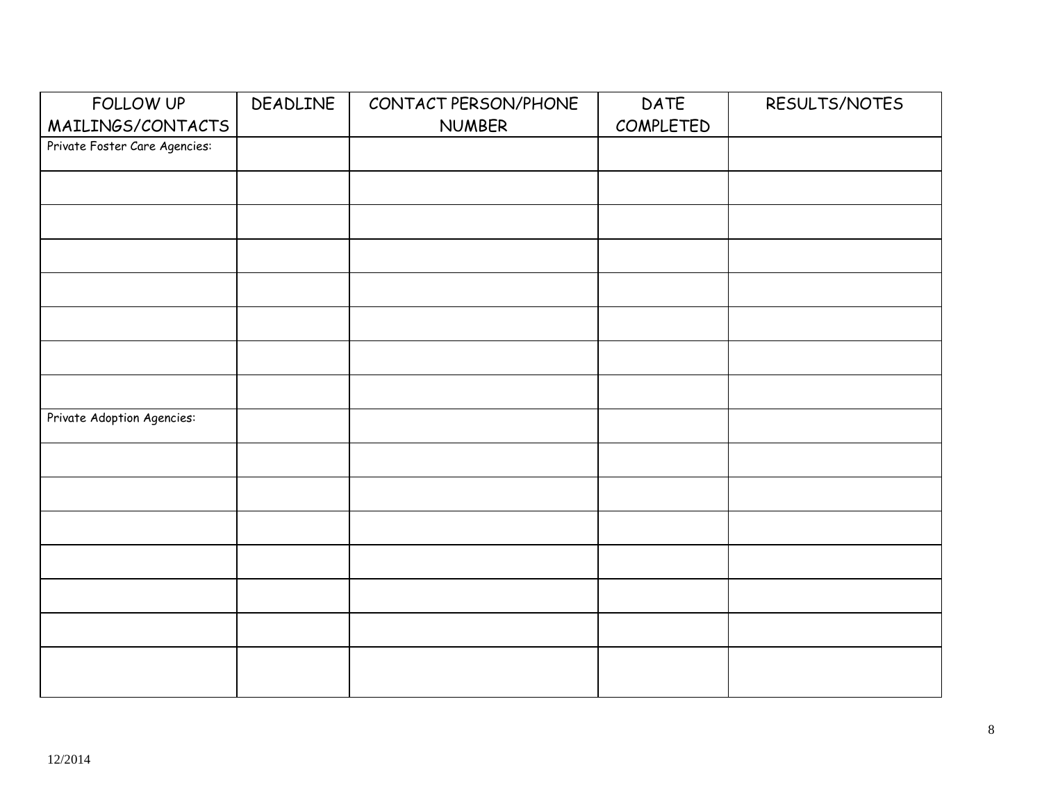| FOLLOW UP MAILINGS/CONTACTS | DEADLINE | CONTACT PERSON/PHONE NUMBER | DATE COMPLETED | RESULTS/NOTES |
| --- | --- | --- | --- | --- |
| Private Foster Care Agencies: | | | | |
| | | | | |
| | | | | |
| | | | | |
| | | | | |
| | | | | |
| | | | | |
| | | | | |
| Private Adoption Agencies: | | | | |
| | | | | |
| | | | | |
| | | | | |
| | | | | |
| | | | | |
| | | | | |
| | | | | |

12/2014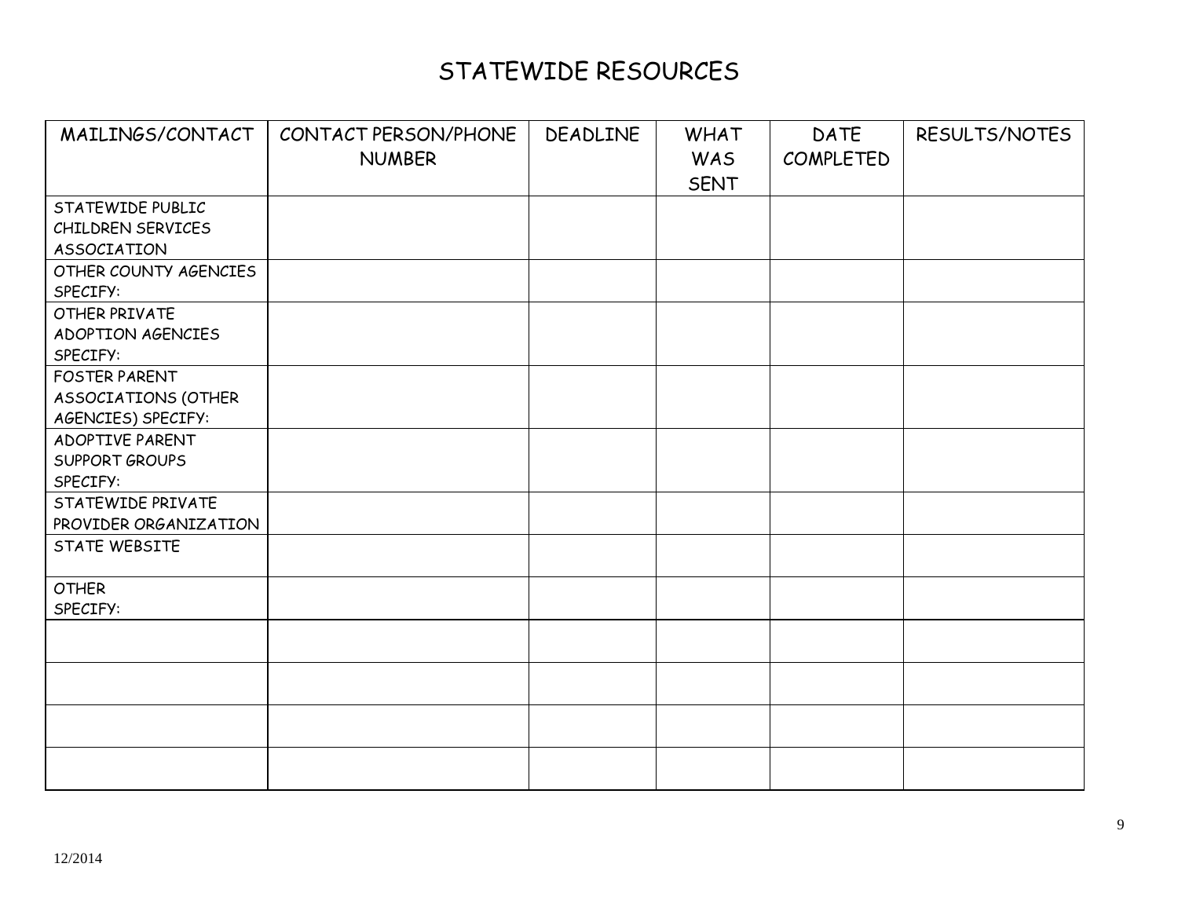# STATEWIDE RESOURCES

| MAILINGS/CONTACT | CONTACT PERSON/PHONE NUMBER | DEADLINE | WHAT WAS SENT | DATE COMPLETED | RESULTS/NOTES |
|---|---|---|---|---|---|
| STATEWIDE PUBLIC CHILDREN SERVICES ASSOCIATION | | | | | |
| OTHER COUNTY AGENCIES SPECIFY: | | | | | |
| OTHER PRIVATE ADOPTION AGENCIES SPECIFY: | | | | | |
| FOSTER PARENT ASSOCIATIONS (OTHER AGENCIES) SPECIFY: | | | | | |
| ADOPTIVE PARENT SUPPORT GROUPS SPECIFY: | | | | | |
| STATEWIDE PRIVATE PROVIDER ORGANIZATION | | | | | |
| STATE WEBSITE | | | | | |
| OTHER SPECIFY: | | | | | |
| | | | | | |
| | | | | | |
| | | | | | |
| | | | | | |

12/2014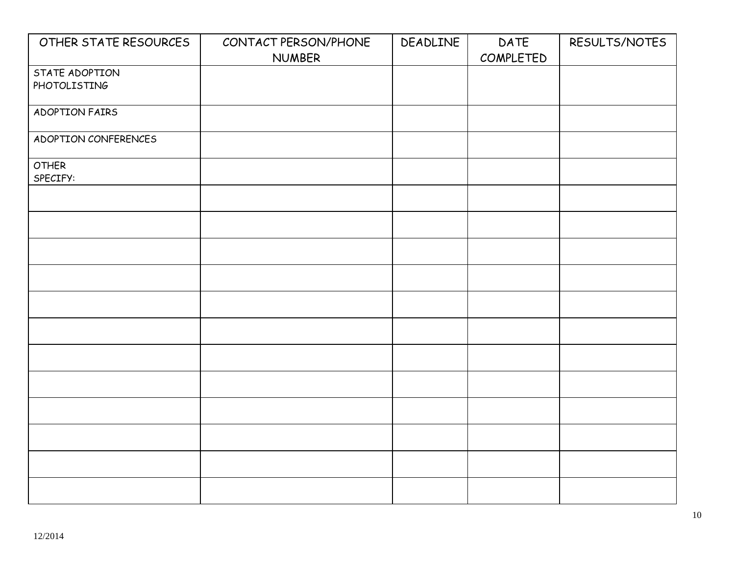| OTHER STATE RESOURCES | CONTACT PERSON/PHONE NUMBER | DEADLINE | DATE COMPLETED | RESULTS/NOTES |
|---|---|---|---|---|
| STATE ADOPTION PHOTOLISTING | | | | |
| ADOPTION FAIRS | | | | |
| ADOPTION CONFERENCES | | | | |
| OTHER SPECIFY: | | | | |
| | | | | |
| | | | | |
| | | | | |
| | | | | |
| | | | | |
| | | | | |
| | | | | |
| | | | | |
| | | | | |
| | | | | |
| | | | | |
| | | | | |

12/2014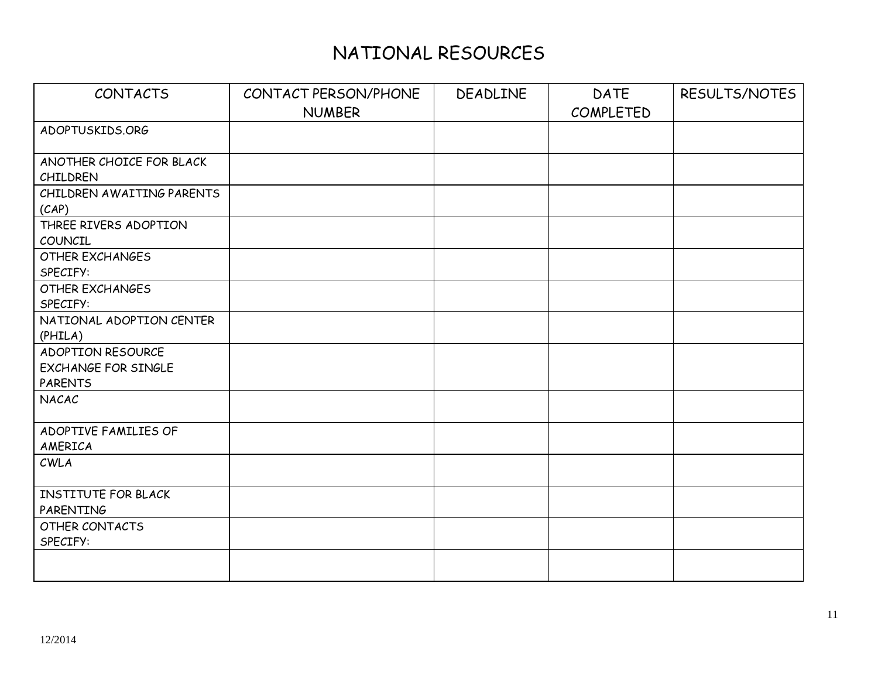# NATIONAL RESOURCES

| CONTACTS | CONTACT PERSON/PHONE NUMBER | DEADLINE | DATE COMPLETED | RESULTS/NOTES |
| --- | --- | --- | --- | --- |
| ADOPTUSKIDS.ORG | | | | |
| ANOTHER CHOICE FOR BLACK CHILDREN | | | | |
| CHILDREN AWAITING PARENTS (CAP) | | | | |
| THREE RIVERS ADOPTION COUNCIL | | | | |
| OTHER EXCHANGES SPECIFY: | | | | |
| OTHER EXCHANGES SPECIFY: | | | | |
| NATIONAL ADOPTION CENTER (PHILA) | | | | |
| ADOPTION RESOURCE EXCHANGE FOR SINGLE PARENTS | | | | |
| NACAC | | | | |
| ADOPTIVE FAMILIES OF AMERICA | | | | |
| CWLA | | | | |
| INSTITUTE FOR BLACK PARENTING | | | | |
| OTHER CONTACTS SPECIFY: | | | | |
| | | | | |

12/2014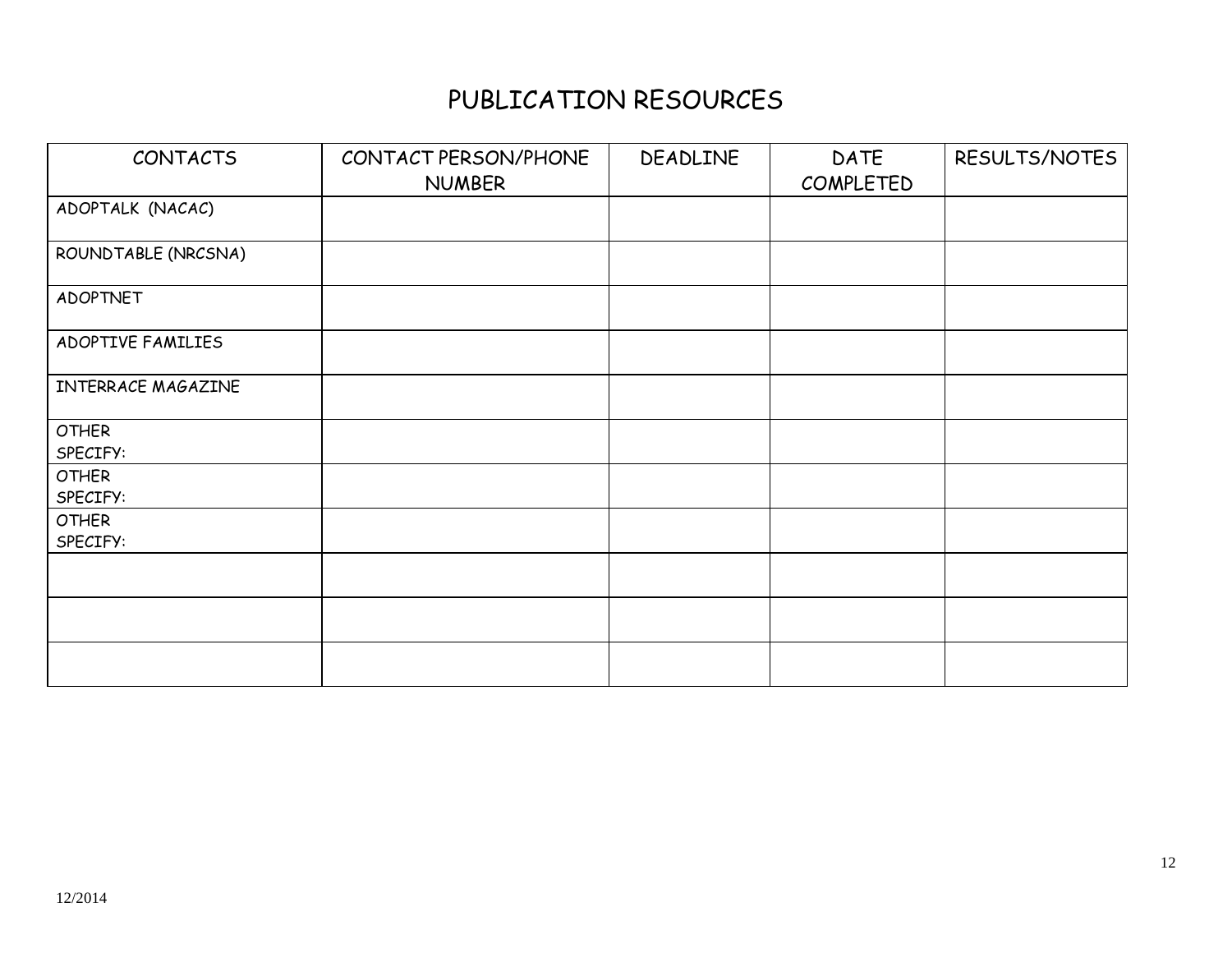# PUBLICATION RESOURCES

| CONTACTS | CONTACT PERSON/PHONE NUMBER | DEADLINE | DATE COMPLETED | RESULTS/NOTES |
|---|---|---|---|---|
| ADOPTALK (NACAC) | | | | |
| ROUNDTABLE (NRCSNA) | | | | |
| ADOPTNET | | | | |
| ADOPTIVE FAMILIES | | | | |
| INTERRACE MAGAZINE | | | | |
| OTHER SPECIFY: | | | | |
| OTHER SPECIFY: | | | | |
| OTHER SPECIFY: | | | | |
| | | | | |
| | | | | |
| | | | | |

12/2014